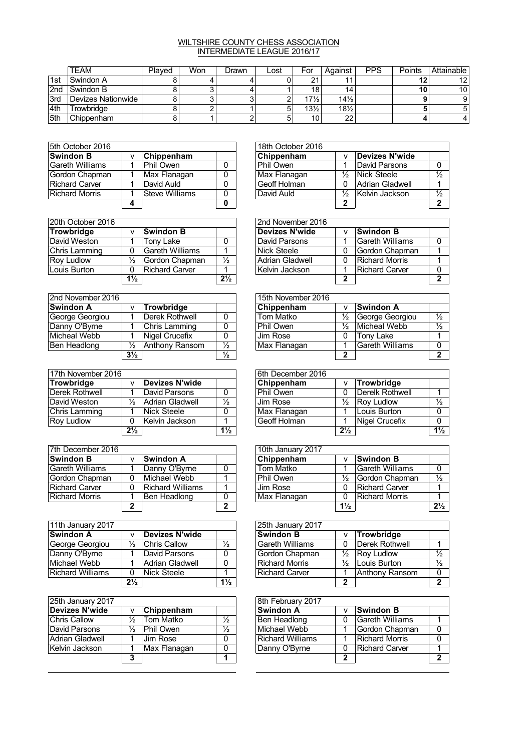# WILTSHIRE COUNTY CHESS ASSOCIATION
## INTERMEDIATE LEAGUE 2016/17

| | TEAM | Played | Won | Drawn | Lost | For | Against | PPS | Points | Attainable |
|---|---|---|---|---|---|---|---|---|---|---|
| 1st | Swindon A | 8 | 4 | 4 | 0 | 21 | 11 | | 12 | 12 |
| 2nd | Swindon B | 8 | 3 | 4 | 1 | 18 | 14 | | 10 | 10 |
| 3rd | Devizes Nationwide | 8 | 3 | 3 | 2 | 17½ | 14½ | | 9 | 9 |
| 4th | Trowbridge | 8 | 2 | 1 | 5 | 13½ | 18½ | | 5 | 5 |
| 5th | Chippenham | 8 | 1 | 2 | 5 | 10 | 22 | | 4 | 4 |

| 5th October 2016 | | | |
|---|---|---|---|
| **Swindon B** | v | **Chippenham** | |
| Gareth Williams | 1 | Phil Owen | 0 |
| Gordon Chapman | 1 | Max Flanagan | 0 |
| Richard Carver | 1 | David Auld | 0 |
| Richard Morris | 1 | Steve Williams | 0 |
| | **4** | | **0** |

| 18th October 2016 | | | |
|---|---|---|---|
| **Chippenham** | v | **Devizes N'wide** | |
| Phil Owen | 1 | David Parsons | 0 |
| Max Flanagan | ½ | Nick Steele | ½ |
| Geoff Holman | 0 | Adrian Gladwell | 1 |
| David Auld | ½ | Kelvin Jackson | ½ |
| | **2** | | **2** |

| 20th October 2016 | | | |
|---|---|---|---|
| **Trowbridge** | v | **Swindon B** | |
| David Weston | 1 | Tony Lake | 0 |
| Chris Lamming | 0 | Gareth Williams | 1 |
| Roy Ludlow | ½ | Gordon Chapman | ½ |
| Louis Burton | 0 | Richard Carver | 1 |
| | **1½** | | **2½** |

| 2nd November 2016 | | | |
|---|---|---|---|
| **Devizes N'wide** | v | **Swindon B** | |
| David Parsons | 1 | Gareth Williams | 0 |
| Nick Steele | 0 | Gordon Chapman | 1 |
| Adrian Gladwell | 0 | Richard Morris | 1 |
| Kelvin Jackson | 1 | Richard Carver | 0 |
| | **2** | | **2** |

| 2nd November 2016 | | | |
|---|---|---|---|
| **Swindon A** | v | **Trowbridge** | |
| George Georgiou | 1 | Derek Rothwell | 0 |
| Danny O'Byrne | 1 | Chris Lamming | 0 |
| Micheal Webb | 1 | Nigel Crucefix | 0 |
| Ben Headlong | ½ | Anthony Ransom | ½ |
| | **3½** | | **½** |

| 15th November 2016 | | | |
|---|---|---|---|
| **Chippenham** | v | **Swindon A** | |
| Tom Matko | ½ | George Georgiou | ½ |
| Phil Owen | ½ | Micheal Webb | ½ |
| Jim Rose | 0 | Tony Lake | 1 |
| Max Flanagan | 1 | Gareth Williams | 0 |
| | **2** | | **2** |

| 17th November 2016 | | | |
|---|---|---|---|
| **Trowbridge** | v | **Devizes N'wide** | |
| Derek Rothwell | 1 | David Parsons | 0 |
| David Weston | ½ | Adrian Gladwell | ½ |
| Chris Lamming | 1 | Nick Steele | 0 |
| Roy Ludlow | 0 | Kelvin Jackson | 1 |
| | **2½** | | **1½** |

| 6th December 2016 | | | |
|---|---|---|---|
| **Chippenham** | v | **Trowbridge** | |
| Phil Owen | 0 | Derelk Rothwell | 1 |
| Jim Rose | ½ | Roy Ludlow | ½ |
| Max Flanagan | 1 | Louis Burton | 0 |
| Geoff Holman | 1 | Nigel Crucefix | 0 |
| | **2½** | | **1½** |

| 7th December 2016 | | | |
|---|---|---|---|
| **Swindon B** | v | **Swindon A** | |
| Gareth Williams | 1 | Danny O'Byrne | 0 |
| Gordon Chapman | 0 | Michael Webb | 1 |
| Richard Carver | 0 | Richard Williams | 1 |
| Richard Morris | 1 | Ben Headlong | 0 |
| | **2** | | **2** |

| 10th January 2017 | | | |
|---|---|---|---|
| **Chippenham** | v | **Swindon B** | |
| Tom Matko | 1 | Gareth Williams | 0 |
| Phil Owen | ½ | Gordon Chapman | ½ |
| Jim Rose | 0 | Richard Carver | 1 |
| Max Flanagan | 0 | Richard Morris | 1 |
| | **1½** | | **2½** |

| 11th January 2017 | | | |
|---|---|---|---|
| **Swindon A** | v | **Devizes N'wide** | |
| George Georgiou | ½ | Chris Callow | ½ |
| Danny O'Byrne | 1 | David Parsons | 0 |
| Michael Webb | 1 | Adrian Gladwell | 0 |
| Richard Williams | 0 | Nick Steele | 1 |
| | **2½** | | **1½** |

| 25th January 2017 | | | |
|---|---|---|---|
| **Swindon B** | v | **Trowbridge** | |
| Gareth Williams | 0 | Derek Rothwell | 1 |
| Gordon Chapman | ½ | Roy Ludlow | ½ |
| Richard Morris | ½ | Louis Burton | ½ |
| Richard Carver | 1 | Anthony Ransom | 0 |
| | **2** | | **2** |

| 25th January 2017 | | | |
|---|---|---|---|
| **Devizes N'wide** | v | **Chippenham** | |
| Chris Callow | ½ | Tom Matko | ½ |
| David Parsons | ½ | Phil Owen | ½ |
| Adrian Gladwell | 1 | Jim Rose | 0 |
| Kelvin Jackson | 1 | Max Flanagan | 0 |
| | **3** | | **1** |

| 8th February 2017 | | | |
|---|---|---|---|
| **Swindon A** | v | **Swindon B** | |
| Ben Headlong | 0 | Gareth Williams | 1 |
| Michael Webb | 1 | Gordon Chapman | 0 |
| Richard Williams | 1 | Richard Morris | 0 |
| Danny O'Byrne | 0 | Richard Carver | 1 |
| | **2** | | **2** |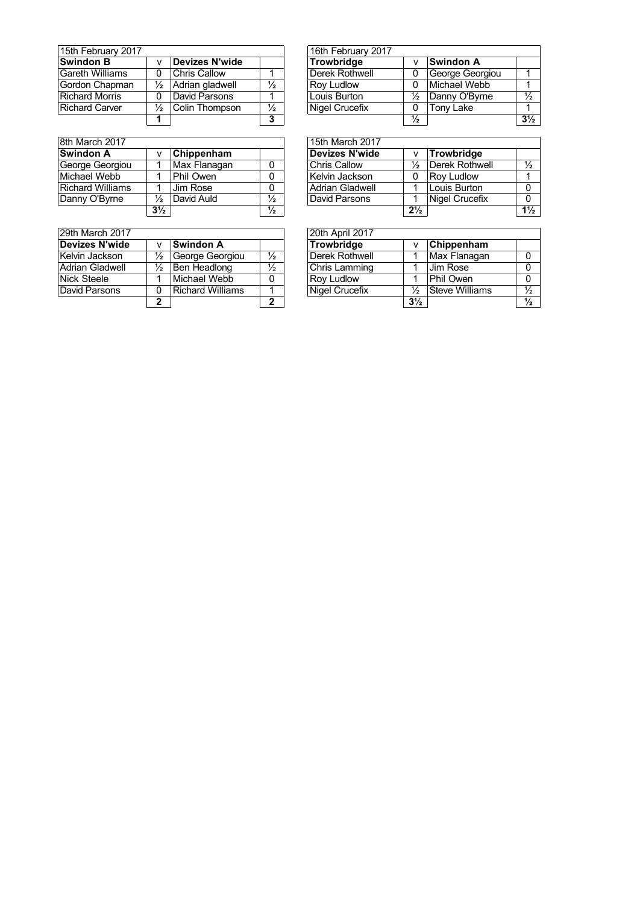| 15th February 2017 | | | |
| --- | --- | --- | --- |
| **Swindon B** | v | **Devizes N'wide** | |
| Gareth Williams | 0 | Chris Callow | 1 |
| Gordon Chapman | ½ | Adrian gladwell | ½ |
| Richard Morris | 0 | David Parsons | 1 |
| Richard Carver | ½ | Colin Thompson | ½ |
| | **1** | | **3** |

| 16th February 2017 | | | |
| --- | --- | --- | --- |
| **Trowbridge** | v | **Swindon A** | |
| Derek Rothwell | 0 | George Georgiou | 1 |
| Roy Ludlow | 0 | Michael Webb | 1 |
| Louis Burton | ½ | Danny O'Byrne | ½ |
| Nigel Crucefix | 0 | Tony Lake | 1 |
| | **½** | | **3½** |

| 8th March 2017 | | | |
| --- | --- | --- | --- |
| **Swindon A** | v | **Chippenham** | |
| George Georgiou | 1 | Max Flanagan | 0 |
| Michael Webb | 1 | Phil Owen | 0 |
| Richard Williams | 1 | Jim Rose | 0 |
| Danny O'Byrne | ½ | David Auld | ½ |
| | **3½** | | **½** |

| 15th March 2017 | | | |
| --- | --- | --- | --- |
| **Devizes N'wide** | v | **Trowbridge** | |
| Chris Callow | ½ | Derek Rothwell | ½ |
| Kelvin Jackson | 0 | Roy Ludlow | 1 |
| Adrian Gladwell | 1 | Louis Burton | 0 |
| David Parsons | 1 | Nigel Crucefix | 0 |
| | **2½** | | **1½** |

| 29th March 2017 | | | |
| --- | --- | --- | --- |
| **Devizes N'wide** | v | **Swindon A** | |
| Kelvin Jackson | ½ | George Georgiou | ½ |
| Adrian Gladwell | ½ | Ben Headlong | ½ |
| Nick Steele | 1 | Michael Webb | 0 |
| David Parsons | 0 | Richard Williams | 1 |
| | **2** | | **2** |

| 20th April 2017 | | | |
| --- | --- | --- | --- |
| **Trowbridge** | v | **Chippenham** | |
| Derek Rothwell | 1 | Max Flanagan | 0 |
| Chris Lamming | 1 | Jim Rose | 0 |
| Roy Ludlow | 1 | Phil Owen | 0 |
| Nigel Crucefix | ½ | Steve Williams | ½ |
| | **3½** | | **½** |